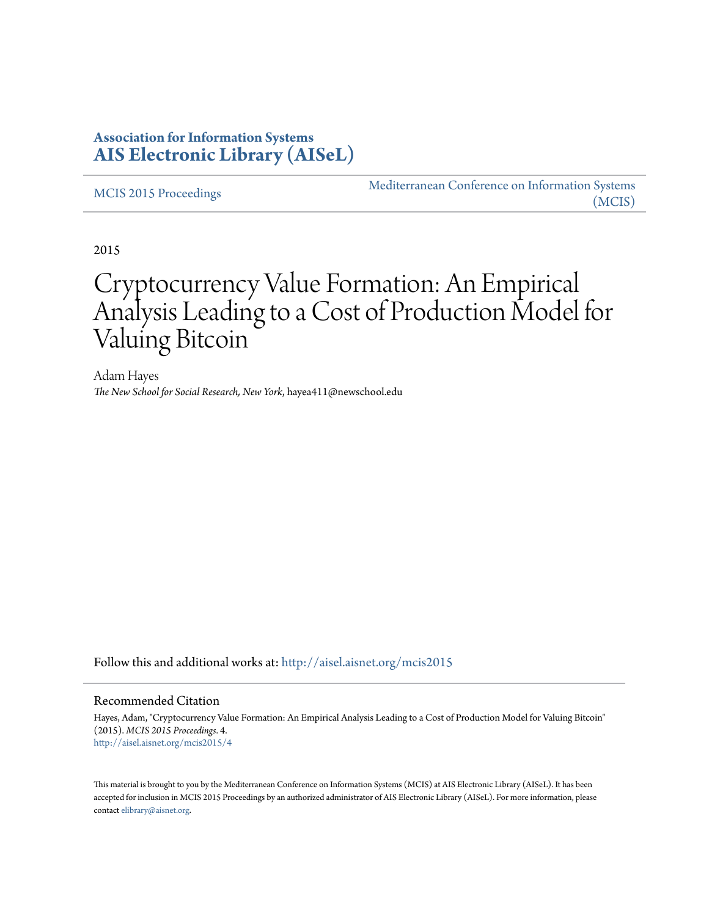**Association for Information Systems**
**AIS Electronic Library (AISeL)**

MCIS 2015 Proceedings

Mediterranean Conference on Information Systems (MCIS)

2015

# Cryptocurrency Value Formation: An Empirical Analysis Leading to a Cost of Production Model for Valuing Bitcoin

Adam Hayes
*The New School for Social Research, New York*, hayea411@newschool.edu

Follow this and additional works at: http://aisel.aisnet.org/mcis2015

## Recommended Citation

Hayes, Adam, "Cryptocurrency Value Formation: An Empirical Analysis Leading to a Cost of Production Model for Valuing Bitcoin" (2015). *MCIS 2015 Proceedings*. 4.
http://aisel.aisnet.org/mcis2015/4

This material is brought to you by the Mediterranean Conference on Information Systems (MCIS) at AIS Electronic Library (AISeL). It has been accepted for inclusion in MCIS 2015 Proceedings by an authorized administrator of AIS Electronic Library (AISeL). For more information, please contact elibrary@aisnet.org.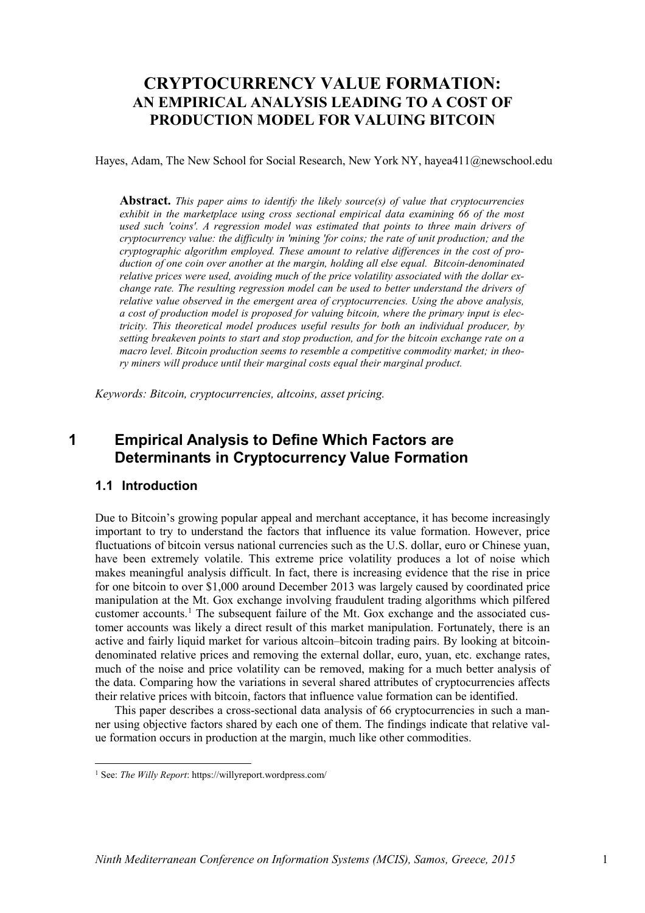# CRYPTOCURRENCY VALUE FORMATION: AN EMPIRICAL ANALYSIS LEADING TO A COST OF PRODUCTION MODEL FOR VALUING BITCOIN

Hayes, Adam, The New School for Social Research, New York NY, hayea411@newschool.edu

**Abstract.** *This paper aims to identify the likely source(s) of value that cryptocurrencies exhibit in the marketplace using cross sectional empirical data examining 66 of the most used such 'coins'. A regression model was estimated that points to three main drivers of cryptocurrency value: the difficulty in 'mining 'for coins; the rate of unit production; and the cryptographic algorithm employed. These amount to relative differences in the cost of production of one coin over another at the margin, holding all else equal. Bitcoin-denominated relative prices were used, avoiding much of the price volatility associated with the dollar exchange rate. The resulting regression model can be used to better understand the drivers of relative value observed in the emergent area of cryptocurrencies. Using the above analysis, a cost of production model is proposed for valuing bitcoin, where the primary input is electricity. This theoretical model produces useful results for both an individual producer, by setting breakeven points to start and stop production, and for the bitcoin exchange rate on a macro level. Bitcoin production seems to resemble a competitive commodity market; in theory miners will produce until their marginal costs equal their marginal product.*

*Keywords: Bitcoin, cryptocurrencies, altcoins, asset pricing.*

## 1 Empirical Analysis to Define Which Factors are Determinants in Cryptocurrency Value Formation

### 1.1 Introduction

Due to Bitcoin's growing popular appeal and merchant acceptance, it has become increasingly important to try to understand the factors that influence its value formation. However, price fluctuations of bitcoin versus national currencies such as the U.S. dollar, euro or Chinese yuan, have been extremely volatile. This extreme price volatility produces a lot of noise which makes meaningful analysis difficult. In fact, there is increasing evidence that the rise in price for one bitcoin to over $1,000 around December 2013 was largely caused by coordinated price manipulation at the Mt. Gox exchange involving fraudulent trading algorithms which pilfered customer accounts.[1] The subsequent failure of the Mt. Gox exchange and the associated customer accounts was likely a direct result of this market manipulation. Fortunately, there is an active and fairly liquid market for various altcoin–bitcoin trading pairs. By looking at bitcoin-denominated relative prices and removing the external dollar, euro, yuan, etc. exchange rates, much of the noise and price volatility can be removed, making for a much better analysis of the data. Comparing how the variations in several shared attributes of cryptocurrencies affects their relative prices with bitcoin, factors that influence value formation can be identified.

This paper describes a cross-sectional data analysis of 66 cryptocurrencies in such a manner using objective factors shared by each one of them. The findings indicate that relative value formation occurs in production at the margin, much like other commodities.

[1] See: *The Willy Report*: https://willyreport.wordpress.com/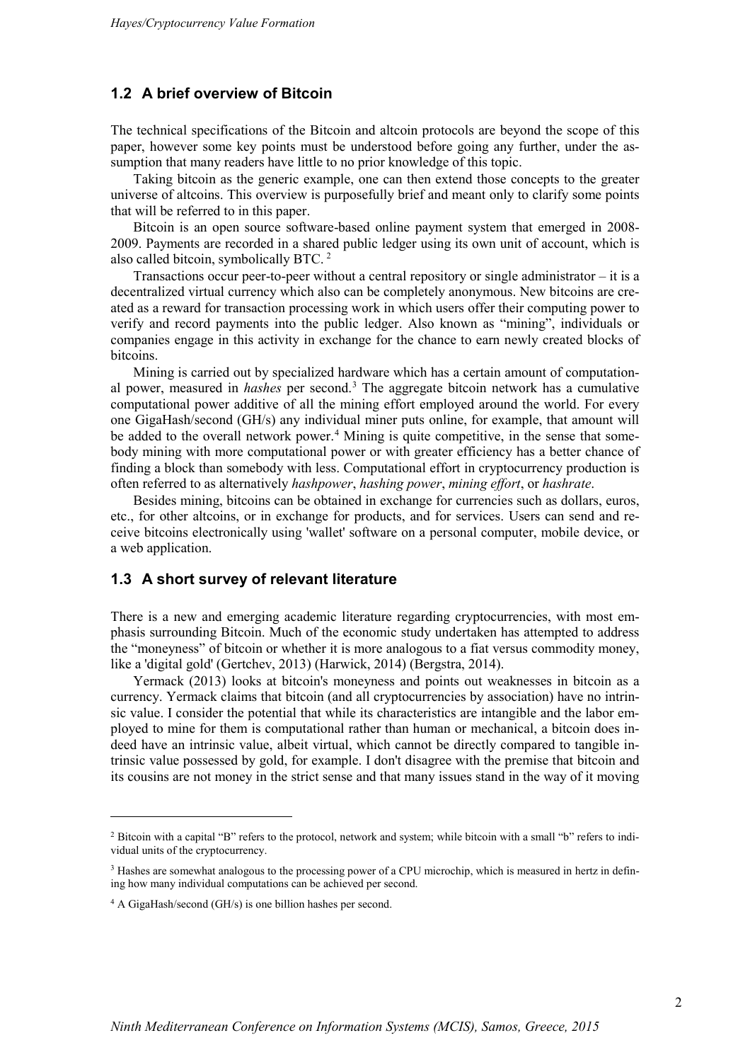## 1.2 A brief overview of Bitcoin

The technical specifications of the Bitcoin and altcoin protocols are beyond the scope of this paper, however some key points must be understood before going any further, under the assumption that many readers have little to no prior knowledge of this topic.

Taking bitcoin as the generic example, one can then extend those concepts to the greater universe of altcoins. This overview is purposefully brief and meant only to clarify some points that will be referred to in this paper.

Bitcoin is an open source software-based online payment system that emerged in 2008-2009. Payments are recorded in a shared public ledger using its own unit of account, which is also called bitcoin, symbolically BTC. [2]

Transactions occur peer-to-peer without a central repository or single administrator – it is a decentralized virtual currency which also can be completely anonymous. New bitcoins are created as a reward for transaction processing work in which users offer their computing power to verify and record payments into the public ledger. Also known as "mining", individuals or companies engage in this activity in exchange for the chance to earn newly created blocks of bitcoins.

Mining is carried out by specialized hardware which has a certain amount of computational power, measured in *hashes* per second.[3] The aggregate bitcoin network has a cumulative computational power additive of all the mining effort employed around the world. For every one GigaHash/second (GH/s) any individual miner puts online, for example, that amount will be added to the overall network power.[4] Mining is quite competitive, in the sense that somebody mining with more computational power or with greater efficiency has a better chance of finding a block than somebody with less. Computational effort in cryptocurrency production is often referred to as alternatively *hashpower*, *hashing power*, *mining effort*, or *hashrate*.

Besides mining, bitcoins can be obtained in exchange for currencies such as dollars, euros, etc., for other altcoins, or in exchange for products, and for services. Users can send and receive bitcoins electronically using 'wallet' software on a personal computer, mobile device, or a web application.

## 1.3 A short survey of relevant literature

There is a new and emerging academic literature regarding cryptocurrencies, with most emphasis surrounding Bitcoin. Much of the economic study undertaken has attempted to address the "moneyness" of bitcoin or whether it is more analogous to a fiat versus commodity money, like a 'digital gold' (Gertchev, 2013) (Harwick, 2014) (Bergstra, 2014).

Yermack (2013) looks at bitcoin's moneyness and points out weaknesses in bitcoin as a currency. Yermack claims that bitcoin (and all cryptocurrencies by association) have no intrinsic value. I consider the potential that while its characteristics are intangible and the labor employed to mine for them is computational rather than human or mechanical, a bitcoin does indeed have an intrinsic value, albeit virtual, which cannot be directly compared to tangible intrinsic value possessed by gold, for example. I don't disagree with the premise that bitcoin and its cousins are not money in the strict sense and that many issues stand in the way of it moving

---

[2] Bitcoin with a capital "B" refers to the protocol, network and system; while bitcoin with a small "b" refers to individual units of the cryptocurrency.

[3] Hashes are somewhat analogous to the processing power of a CPU microchip, which is measured in hertz in defining how many individual computations can be achieved per second.

[4] A GigaHash/second (GH/s) is one billion hashes per second.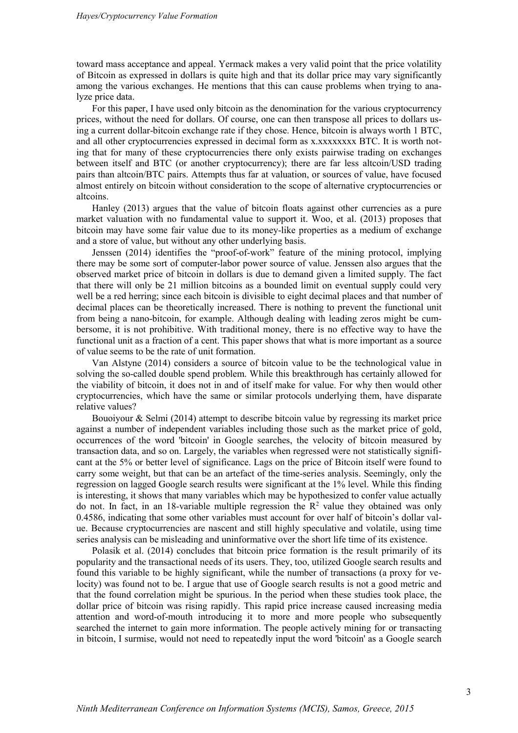toward mass acceptance and appeal. Yermack makes a very valid point that the price volatility of Bitcoin as expressed in dollars is quite high and that its dollar price may vary significantly among the various exchanges. He mentions that this can cause problems when trying to analyze price data.

For this paper, I have used only bitcoin as the denomination for the various cryptocurrency prices, without the need for dollars. Of course, one can then transpose all prices to dollars using a current dollar-bitcoin exchange rate if they chose. Hence, bitcoin is always worth 1 BTC, and all other cryptocurrencies expressed in decimal form as x.xxxxxxxx BTC. It is worth noting that for many of these cryptocurrencies there only exists pairwise trading on exchanges between itself and BTC (or another cryptocurrency); there are far less altcoin/USD trading pairs than altcoin/BTC pairs. Attempts thus far at valuation, or sources of value, have focused almost entirely on bitcoin without consideration to the scope of alternative cryptocurrencies or altcoins.

Hanley (2013) argues that the value of bitcoin floats against other currencies as a pure market valuation with no fundamental value to support it. Woo, et al. (2013) proposes that bitcoin may have some fair value due to its money-like properties as a medium of exchange and a store of value, but without any other underlying basis.

Jenssen (2014) identifies the "proof-of-work" feature of the mining protocol, implying there may be some sort of computer-labor power source of value. Jenssen also argues that the observed market price of bitcoin in dollars is due to demand given a limited supply. The fact that there will only be 21 million bitcoins as a bounded limit on eventual supply could very well be a red herring; since each bitcoin is divisible to eight decimal places and that number of decimal places can be theoretically increased. There is nothing to prevent the functional unit from being a nano-bitcoin, for example. Although dealing with leading zeros might be cumbersome, it is not prohibitive. With traditional money, there is no effective way to have the functional unit as a fraction of a cent. This paper shows that what is more important as a source of value seems to be the rate of unit formation.

Van Alstyne (2014) considers a source of bitcoin value to be the technological value in solving the so-called double spend problem. While this breakthrough has certainly allowed for the viability of bitcoin, it does not in and of itself make for value. For why then would other cryptocurrencies, which have the same or similar protocols underlying them, have disparate relative values?

Bouoiyour & Selmi (2014) attempt to describe bitcoin value by regressing its market price against a number of independent variables including those such as the market price of gold, occurrences of the word 'bitcoin' in Google searches, the velocity of bitcoin measured by transaction data, and so on. Largely, the variables when regressed were not statistically significant at the 5% or better level of significance. Lags on the price of Bitcoin itself were found to carry some weight, but that can be an artefact of the time-series analysis. Seemingly, only the regression on lagged Google search results were significant at the 1% level. While this finding is interesting, it shows that many variables which may be hypothesized to confer value actually do not. In fact, in an 18-variable multiple regression the $R^2$ value they obtained was only 0.4586, indicating that some other variables must account for over half of bitcoin's dollar value. Because cryptocurrencies are nascent and still highly speculative and volatile, using time series analysis can be misleading and uninformative over the short life time of its existence.

Polasik et al. (2014) concludes that bitcoin price formation is the result primarily of its popularity and the transactional needs of its users. They, too, utilized Google search results and found this variable to be highly significant, while the number of transactions (a proxy for velocity) was found not to be. I argue that use of Google search results is not a good metric and that the found correlation might be spurious. In the period when these studies took place, the dollar price of bitcoin was rising rapidly. This rapid price increase caused increasing media attention and word-of-mouth introducing it to more and more people who subsequently searched the internet to gain more information. The people actively mining for or transacting in bitcoin, I surmise, would not need to repeatedly input the word 'bitcoin' as a Google search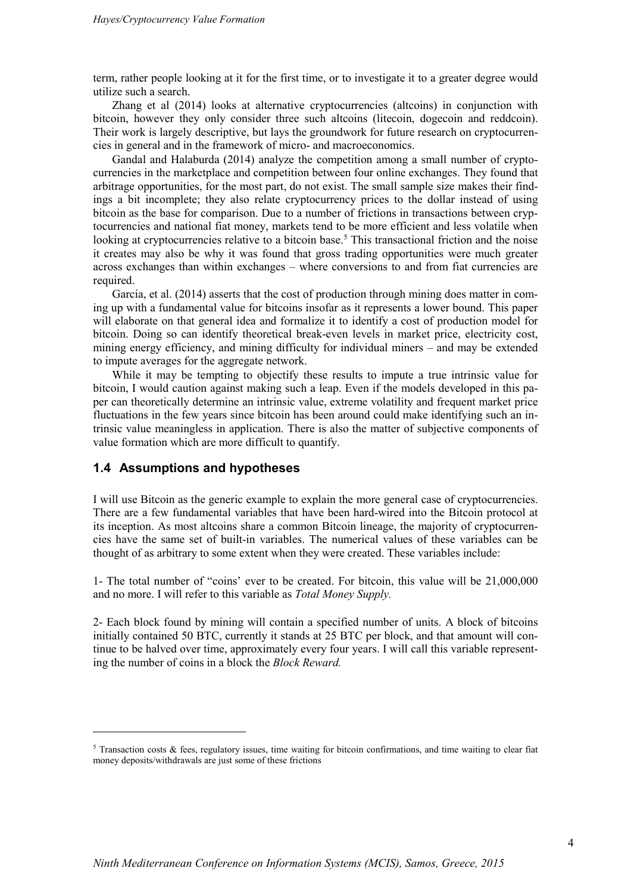term, rather people looking at it for the first time, or to investigate it to a greater degree would utilize such a search.

Zhang et al (2014) looks at alternative cryptocurrencies (altcoins) in conjunction with bitcoin, however they only consider three such altcoins (litecoin, dogecoin and reddcoin). Their work is largely descriptive, but lays the groundwork for future research on cryptocurrencies in general and in the framework of micro- and macroeconomics.

Gandal and Halaburda (2014) analyze the competition among a small number of cryptocurrencies in the marketplace and competition between four online exchanges. They found that arbitrage opportunities, for the most part, do not exist. The small sample size makes their findings a bit incomplete; they also relate cryptocurrency prices to the dollar instead of using bitcoin as the base for comparison. Due to a number of frictions in transactions between cryptocurrencies and national fiat money, markets tend to be more efficient and less volatile when looking at cryptocurrencies relative to a bitcoin base.[5] This transactional friction and the noise it creates may also be why it was found that gross trading opportunities were much greater across exchanges than within exchanges – where conversions to and from fiat currencies are required.

Garcia, et al. (2014) asserts that the cost of production through mining does matter in coming up with a fundamental value for bitcoins insofar as it represents a lower bound. This paper will elaborate on that general idea and formalize it to identify a cost of production model for bitcoin. Doing so can identify theoretical break-even levels in market price, electricity cost, mining energy efficiency, and mining difficulty for individual miners – and may be extended to impute averages for the aggregate network.

While it may be tempting to objectify these results to impute a true intrinsic value for bitcoin, I would caution against making such a leap. Even if the models developed in this paper can theoretically determine an intrinsic value, extreme volatility and frequent market price fluctuations in the few years since bitcoin has been around could make identifying such an intrinsic value meaningless in application. There is also the matter of subjective components of value formation which are more difficult to quantify.

## 1.4 Assumptions and hypotheses

I will use Bitcoin as the generic example to explain the more general case of cryptocurrencies. There are a few fundamental variables that have been hard-wired into the Bitcoin protocol at its inception. As most altcoins share a common Bitcoin lineage, the majority of cryptocurrencies have the same set of built-in variables. The numerical values of these variables can be thought of as arbitrary to some extent when they were created. These variables include:

1- The total number of "coins' ever to be created. For bitcoin, this value will be 21,000,000 and no more. I will refer to this variable as *Total Money Supply.*

2- Each block found by mining will contain a specified number of units. A block of bitcoins initially contained 50 BTC, currently it stands at 25 BTC per block, and that amount will continue to be halved over time, approximately every four years. I will call this variable representing the number of coins in a block the *Block Reward.*

---

[5] Transaction costs & fees, regulatory issues, time waiting for bitcoin confirmations, and time waiting to clear fiat money deposits/withdrawals are just some of these frictions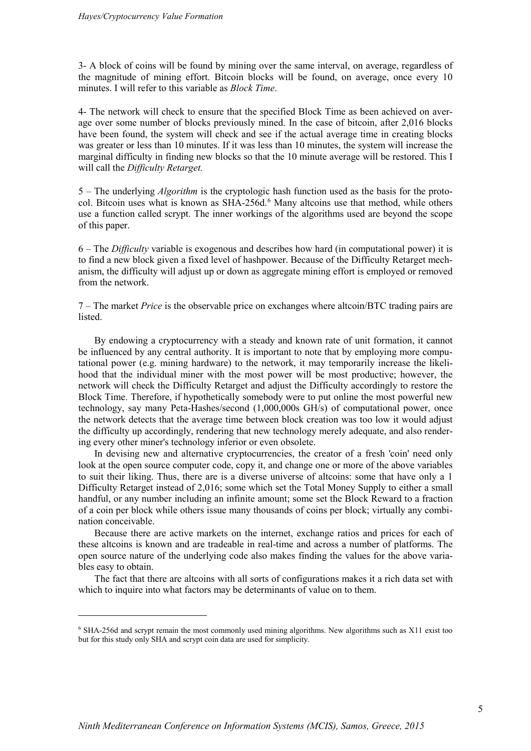3- A block of coins will be found by mining over the same interval, on average, regardless of the magnitude of mining effort. Bitcoin blocks will be found, on average, once every 10 minutes. I will refer to this variable as *Block Time*.

4- The network will check to ensure that the specified Block Time as been achieved on average over some number of blocks previously mined. In the case of bitcoin, after 2,016 blocks have been found, the system will check and see if the actual average time in creating blocks was greater or less than 10 minutes. If it was less than 10 minutes, the system will increase the marginal difficulty in finding new blocks so that the 10 minute average will be restored. This I will call the *Difficulty Retarget.*

5 – The underlying *Algorithm* is the cryptologic hash function used as the basis for the protocol. Bitcoin uses what is known as SHA-256d.[6] Many altcoins use that method, while others use a function called scrypt. The inner workings of the algorithms used are beyond the scope of this paper.

6 – The *Difficulty* variable is exogenous and describes how hard (in computational power) it is to find a new block given a fixed level of hashpower. Because of the Difficulty Retarget mechanism, the difficulty will adjust up or down as aggregate mining effort is employed or removed from the network.

7 – The market *Price* is the observable price on exchanges where altcoin/BTC trading pairs are listed.

By endowing a cryptocurrency with a steady and known rate of unit formation, it cannot be influenced by any central authority. It is important to note that by employing more computational power (e.g. mining hardware) to the network, it may temporarily increase the likelihood that the individual miner with the most power will be most productive; however, the network will check the Difficulty Retarget and adjust the Difficulty accordingly to restore the Block Time. Therefore, if hypothetically somebody were to put online the most powerful new technology, say many Peta-Hashes/second (1,000,000s GH/s) of computational power, once the network detects that the average time between block creation was too low it would adjust the difficulty up accordingly, rendering that new technology merely adequate, and also rendering every other miner's technology inferior or even obsolete.

In devising new and alternative cryptocurrencies, the creator of a fresh 'coin' need only look at the open source computer code, copy it, and change one or more of the above variables to suit their liking. Thus, there are is a diverse universe of altcoins: some that have only a 1 Difficulty Retarget instead of 2,016; some which set the Total Money Supply to either a small handful, or any number including an infinite amount; some set the Block Reward to a fraction of a coin per block while others issue many thousands of coins per block; virtually any combination conceivable.

Because there are active markets on the internet, exchange ratios and prices for each of these altcoins is known and are tradeable in real-time and across a number of platforms. The open source nature of the underlying code also makes finding the values for the above variables easy to obtain.

The fact that there are altcoins with all sorts of configurations makes it a rich data set with which to inquire into what factors may be determinants of value on to them.

[6] SHA-256d and scrypt remain the most commonly used mining algorithms. New algorithms such as X11 exist too but for this study only SHA and scrypt coin data are used for simplicity.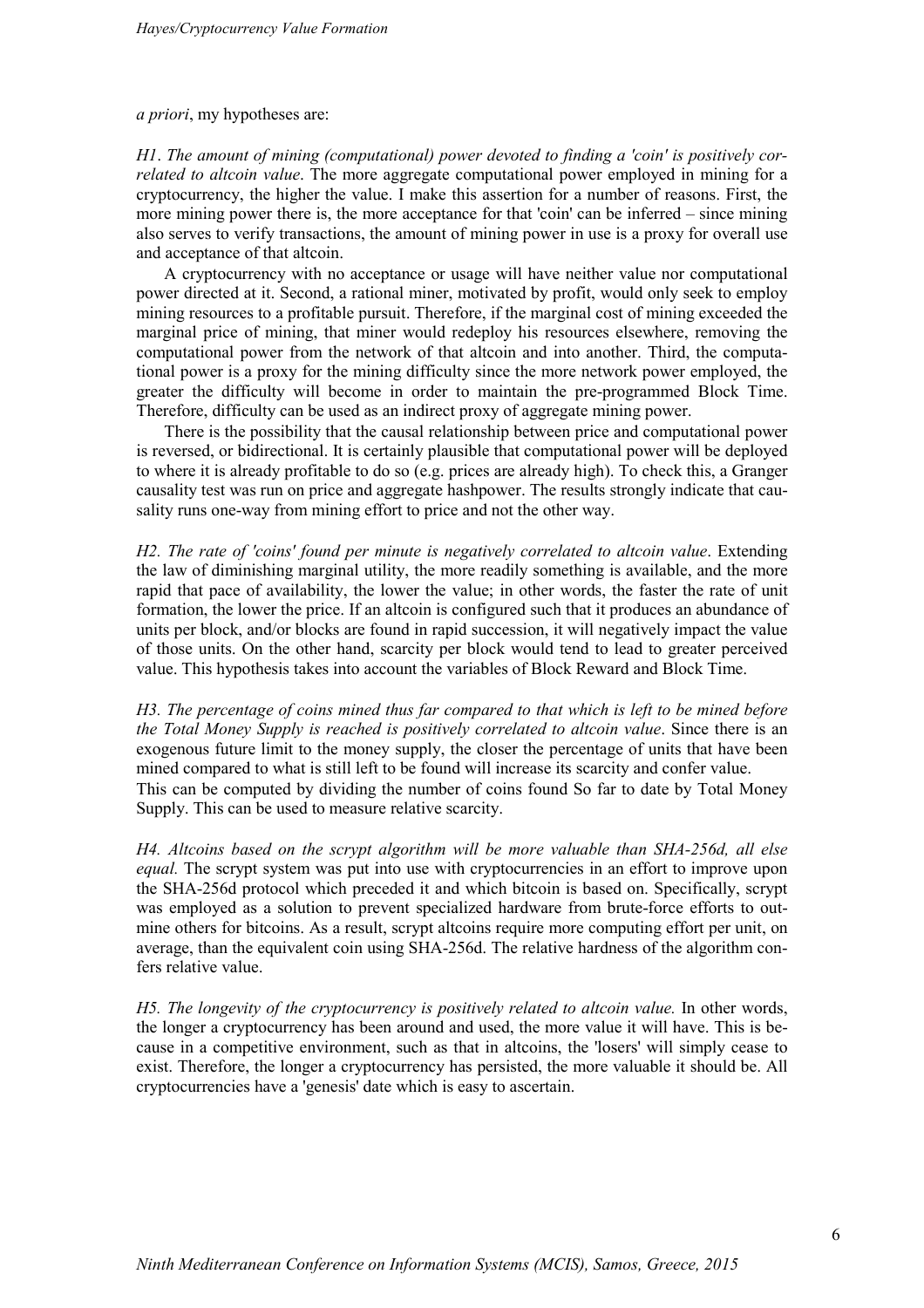*a priori*, my hypotheses are:

*H1. The amount of mining (computational) power devoted to finding a 'coin' is positively correlated to altcoin value*. The more aggregate computational power employed in mining for a cryptocurrency, the higher the value. I make this assertion for a number of reasons. First, the more mining power there is, the more acceptance for that 'coin' can be inferred – since mining also serves to verify transactions, the amount of mining power in use is a proxy for overall use and acceptance of that altcoin.

A cryptocurrency with no acceptance or usage will have neither value nor computational power directed at it. Second, a rational miner, motivated by profit, would only seek to employ mining resources to a profitable pursuit. Therefore, if the marginal cost of mining exceeded the marginal price of mining, that miner would redeploy his resources elsewhere, removing the computational power from the network of that altcoin and into another. Third, the computational power is a proxy for the mining difficulty since the more network power employed, the greater the difficulty will become in order to maintain the pre-programmed Block Time. Therefore, difficulty can be used as an indirect proxy of aggregate mining power.

There is the possibility that the causal relationship between price and computational power is reversed, or bidirectional. It is certainly plausible that computational power will be deployed to where it is already profitable to do so (e.g. prices are already high). To check this, a Granger causality test was run on price and aggregate hashpower. The results strongly indicate that causality runs one-way from mining effort to price and not the other way.

*H2. The rate of 'coins' found per minute is negatively correlated to altcoin value*. Extending the law of diminishing marginal utility, the more readily something is available, and the more rapid that pace of availability, the lower the value; in other words, the faster the rate of unit formation, the lower the price. If an altcoin is configured such that it produces an abundance of units per block, and/or blocks are found in rapid succession, it will negatively impact the value of those units. On the other hand, scarcity per block would tend to lead to greater perceived value. This hypothesis takes into account the variables of Block Reward and Block Time.

*H3. The percentage of coins mined thus far compared to that which is left to be mined before the Total Money Supply is reached is positively correlated to altcoin value*. Since there is an exogenous future limit to the money supply, the closer the percentage of units that have been mined compared to what is still left to be found will increase its scarcity and confer value. This can be computed by dividing the number of coins found So far to date by Total Money Supply. This can be used to measure relative scarcity.

*H4. Altcoins based on the scrypt algorithm will be more valuable than SHA-256d, all else equal.* The scrypt system was put into use with cryptocurrencies in an effort to improve upon the SHA-256d protocol which preceded it and which bitcoin is based on. Specifically, scrypt was employed as a solution to prevent specialized hardware from brute-force efforts to outmine others for bitcoins. As a result, scrypt altcoins require more computing effort per unit, on average, than the equivalent coin using SHA-256d. The relative hardness of the algorithm confers relative value.

*H5. The longevity of the cryptocurrency is positively related to altcoin value.* In other words, the longer a cryptocurrency has been around and used, the more value it will have. This is because in a competitive environment, such as that in altcoins, the 'losers' will simply cease to exist. Therefore, the longer a cryptocurrency has persisted, the more valuable it should be. All cryptocurrencies have a 'genesis' date which is easy to ascertain.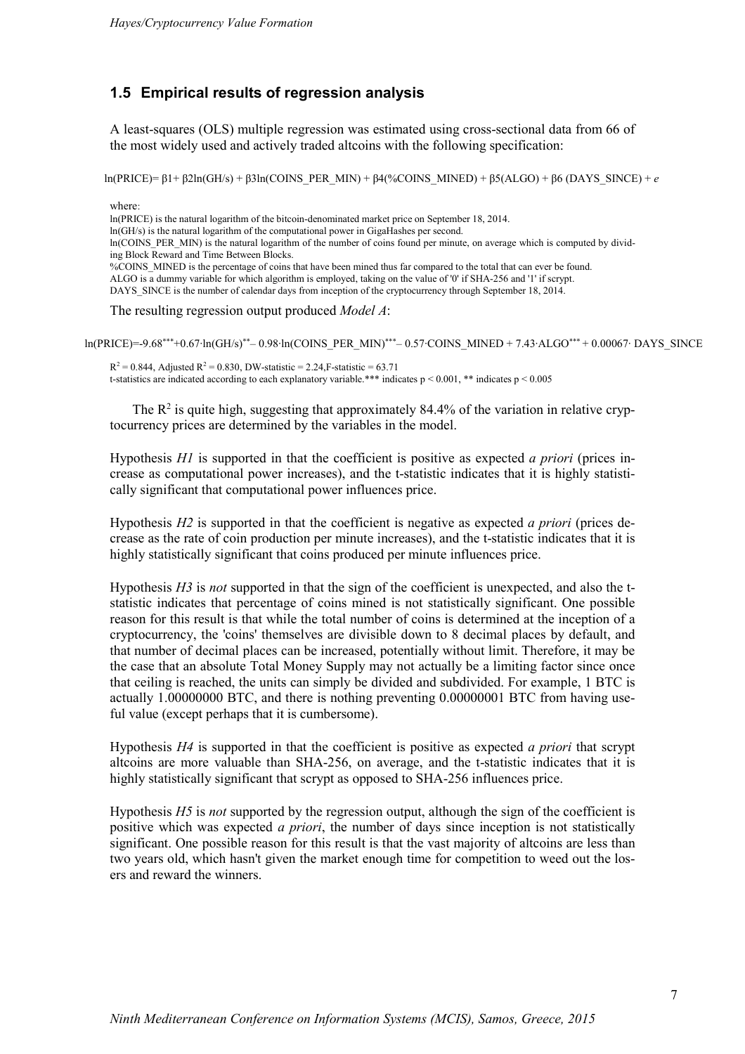## 1.5 Empirical results of regression analysis

A least-squares (OLS) multiple regression was estimated using cross-sectional data from 66 of the most widely used and actively traded altcoins with the following specification:

$$\ln(PRICE) = \beta1 + \beta2\ln(GH/s) + \beta3\ln(COINS\_PER\_MIN) + \beta4(\%COINS\_MINED) + \beta5(ALGO) + \beta6\,(DAYS\_SINCE) + e$$

where:
ln(PRICE) is the natural logarithm of the bitcoin-denominated market price on September 18, 2014.
ln(GH/s) is the natural logarithm of the computational power in GigaHashes per second.
ln(COINS_PER_MIN) is the natural logarithm of the number of coins found per minute, on average which is computed by dividing Block Reward and Time Between Blocks.
%COINS_MINED is the percentage of coins that have been mined thus far compared to the total that can ever be found.
ALGO is a dummy variable for which algorithm is employed, taking on the value of '0' if SHA-256 and '1' if scrypt.
DAYS_SINCE is the number of calendar days from inception of the cryptocurrency through September 18, 2014.

The resulting regression output produced *Model A*:

$$\ln(PRICE) = -9.68^{***} + 0.67\cdot\ln(GH/s)^{**} - 0.98\cdot\ln(COINS\_PER\_MIN)^{***} - 0.57\cdot COINS\_MINED + 7.43\cdot ALGO^{***} + 0.00067\cdot DAYS\_SINCE$$

$R^2 = 0.844$, Adjusted $R^2 = 0.830$, DW-statistic = 2.24, F-statistic = 63.71
t-statistics are indicated according to each explanatory variable.*** indicates $p < 0.001$, ** indicates $p < 0.005$

The $R^2$ is quite high, suggesting that approximately 84.4% of the variation in relative cryptocurrency prices are determined by the variables in the model.

Hypothesis *H1* is supported in that the coefficient is positive as expected *a priori* (prices increase as computational power increases), and the t-statistic indicates that it is highly statistically significant that computational power influences price.

Hypothesis *H2* is supported in that the coefficient is negative as expected *a priori* (prices decrease as the rate of coin production per minute increases), and the t-statistic indicates that it is highly statistically significant that coins produced per minute influences price.

Hypothesis *H3* is *not* supported in that the sign of the coefficient is unexpected, and also the t-statistic indicates that percentage of coins mined is not statistically significant. One possible reason for this result is that while the total number of coins is determined at the inception of a cryptocurrency, the 'coins' themselves are divisible down to 8 decimal places by default, and that number of decimal places can be increased, potentially without limit. Therefore, it may be the case that an absolute Total Money Supply may not actually be a limiting factor since once that ceiling is reached, the units can simply be divided and subdivided. For example, 1 BTC is actually 1.00000000 BTC, and there is nothing preventing 0.00000001 BTC from having useful value (except perhaps that it is cumbersome).

Hypothesis *H4* is supported in that the coefficient is positive as expected *a priori* that scrypt altcoins are more valuable than SHA-256, on average, and the t-statistic indicates that it is highly statistically significant that scrypt as opposed to SHA-256 influences price.

Hypothesis *H5* is *not* supported by the regression output, although the sign of the coefficient is positive which was expected *a priori*, the number of days since inception is not statistically significant. One possible reason for this result is that the vast majority of altcoins are less than two years old, which hasn't given the market enough time for competition to weed out the losers and reward the winners.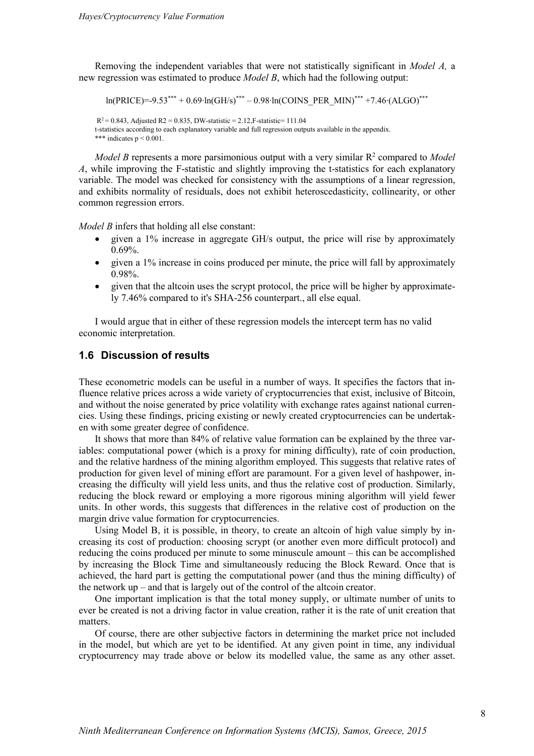Removing the independent variables that were not statistically significant in *Model A,* a new regression was estimated to produce *Model B*, which had the following output:

$$\ln(PRICE)=-9.53^{***} + 0.69\cdot\ln(GH/s)^{***} - 0.98\cdot\ln(COINS\_PER\_MIN)^{***} + 7.46\cdot(ALGO)^{***}$$

$R^2 = 0.843$, Adjusted $R2 = 0.835$, DW-statistic = 2.12, F-statistic= 111.04
t-statistics according to each explanatory variable and full regression outputs available in the appendix.
*** indicates $p < 0.001$.

*Model B* represents a more parsimonious output with a very similar $R^2$ compared to *Model A*, while improving the F-statistic and slightly improving the t-statistics for each explanatory variable. The model was checked for consistency with the assumptions of a linear regression, and exhibits normality of residuals, does not exhibit heteroscedasticity, collinearity, or other common regression errors.

*Model B* infers that holding all else constant:

- given a 1% increase in aggregate GH/s output, the price will rise by approximately 0.69%.
- given a 1% increase in coins produced per minute, the price will fall by approximately 0.98%.
- given that the altcoin uses the scrypt protocol, the price will be higher by approximately 7.46% compared to it's SHA-256 counterpart., all else equal.

I would argue that in either of these regression models the intercept term has no valid economic interpretation.

## 1.6 Discussion of results

These econometric models can be useful in a number of ways. It specifies the factors that influence relative prices across a wide variety of cryptocurrencies that exist, inclusive of Bitcoin, and without the noise generated by price volatility with exchange rates against national currencies. Using these findings, pricing existing or newly created cryptocurrencies can be undertaken with some greater degree of confidence.

It shows that more than 84% of relative value formation can be explained by the three variables: computational power (which is a proxy for mining difficulty), rate of coin production, and the relative hardness of the mining algorithm employed. This suggests that relative rates of production for given level of mining effort are paramount. For a given level of hashpower, increasing the difficulty will yield less units, and thus the relative cost of production. Similarly, reducing the block reward or employing a more rigorous mining algorithm will yield fewer units. In other words, this suggests that differences in the relative cost of production on the margin drive value formation for cryptocurrencies.

Using Model B, it is possible, in theory, to create an altcoin of high value simply by increasing its cost of production: choosing scrypt (or another even more difficult protocol) and reducing the coins produced per minute to some minuscule amount – this can be accomplished by increasing the Block Time and simultaneously reducing the Block Reward. Once that is achieved, the hard part is getting the computational power (and thus the mining difficulty) of the network up – and that is largely out of the control of the altcoin creator.

One important implication is that the total money supply, or ultimate number of units to ever be created is not a driving factor in value creation, rather it is the rate of unit creation that matters.

Of course, there are other subjective factors in determining the market price not included in the model, but which are yet to be identified. At any given point in time, any individual cryptocurrency may trade above or below its modelled value, the same as any other asset.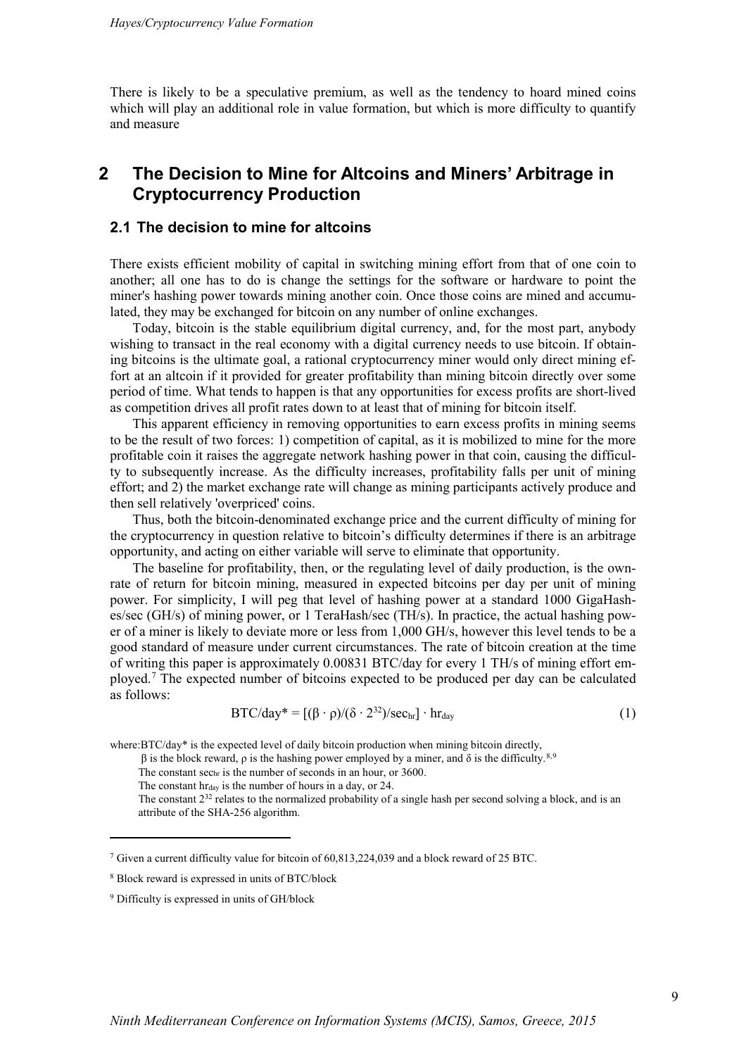There is likely to be a speculative premium, as well as the tendency to hoard mined coins which will play an additional role in value formation, but which is more difficulty to quantify and measure

# 2 The Decision to Mine for Altcoins and Miners' Arbitrage in Cryptocurrency Production

## 2.1 The decision to mine for altcoins

There exists efficient mobility of capital in switching mining effort from that of one coin to another; all one has to do is change the settings for the software or hardware to point the miner's hashing power towards mining another coin. Once those coins are mined and accumulated, they may be exchanged for bitcoin on any number of online exchanges.

Today, bitcoin is the stable equilibrium digital currency, and, for the most part, anybody wishing to transact in the real economy with a digital currency needs to use bitcoin. If obtaining bitcoins is the ultimate goal, a rational cryptocurrency miner would only direct mining effort at an altcoin if it provided for greater profitability than mining bitcoin directly over some period of time. What tends to happen is that any opportunities for excess profits are short-lived as competition drives all profit rates down to at least that of mining for bitcoin itself.

This apparent efficiency in removing opportunities to earn excess profits in mining seems to be the result of two forces: 1) competition of capital, as it is mobilized to mine for the more profitable coin it raises the aggregate network hashing power in that coin, causing the difficulty to subsequently increase. As the difficulty increases, profitability falls per unit of mining effort; and 2) the market exchange rate will change as mining participants actively produce and then sell relatively 'overpriced' coins.

Thus, both the bitcoin-denominated exchange price and the current difficulty of mining for the cryptocurrency in question relative to bitcoin's difficulty determines if there is an arbitrage opportunity, and acting on either variable will serve to eliminate that opportunity.

The baseline for profitability, then, or the regulating level of daily production, is the own-rate of return for bitcoin mining, measured in expected bitcoins per day per unit of mining power. For simplicity, I will peg that level of hashing power at a standard 1000 GigaHashes/sec (GH/s) of mining power, or 1 TeraHash/sec (TH/s). In practice, the actual hashing power of a miner is likely to deviate more or less from 1,000 GH/s, however this level tends to be a good standard of measure under current circumstances. The rate of bitcoin creation at the time of writing this paper is approximately 0.00831 BTC/day for every 1 TH/s of mining effort employed.[7] The expected number of bitcoins expected to be produced per day can be calculated as follows:

$$\text{BTC/day}^* = [(\beta \cdot \rho)/(\delta \cdot 2^{32})/\text{sec}_{\text{hr}}] \cdot \text{hr}_{\text{day}} \tag{1}$$

where: BTC/day* is the expected level of daily bitcoin production when mining bitcoin directly,

$\beta$ is the block reward, $\rho$ is the hashing power employed by a miner, and $\delta$ is the difficulty.[8,9]

The constant $\text{sec}_{\text{hr}}$ is the number of seconds in an hour, or 3600.

The constant $\text{hr}_{\text{day}}$ is the number of hours in a day, or 24.

The constant $2^{32}$ relates to the normalized probability of a single hash per second solving a block, and is an attribute of the SHA-256 algorithm.

---

[7] Given a current difficulty value for bitcoin of 60,813,224,039 and a block reward of 25 BTC.

[8] Block reward is expressed in units of BTC/block

[9] Difficulty is expressed in units of GH/block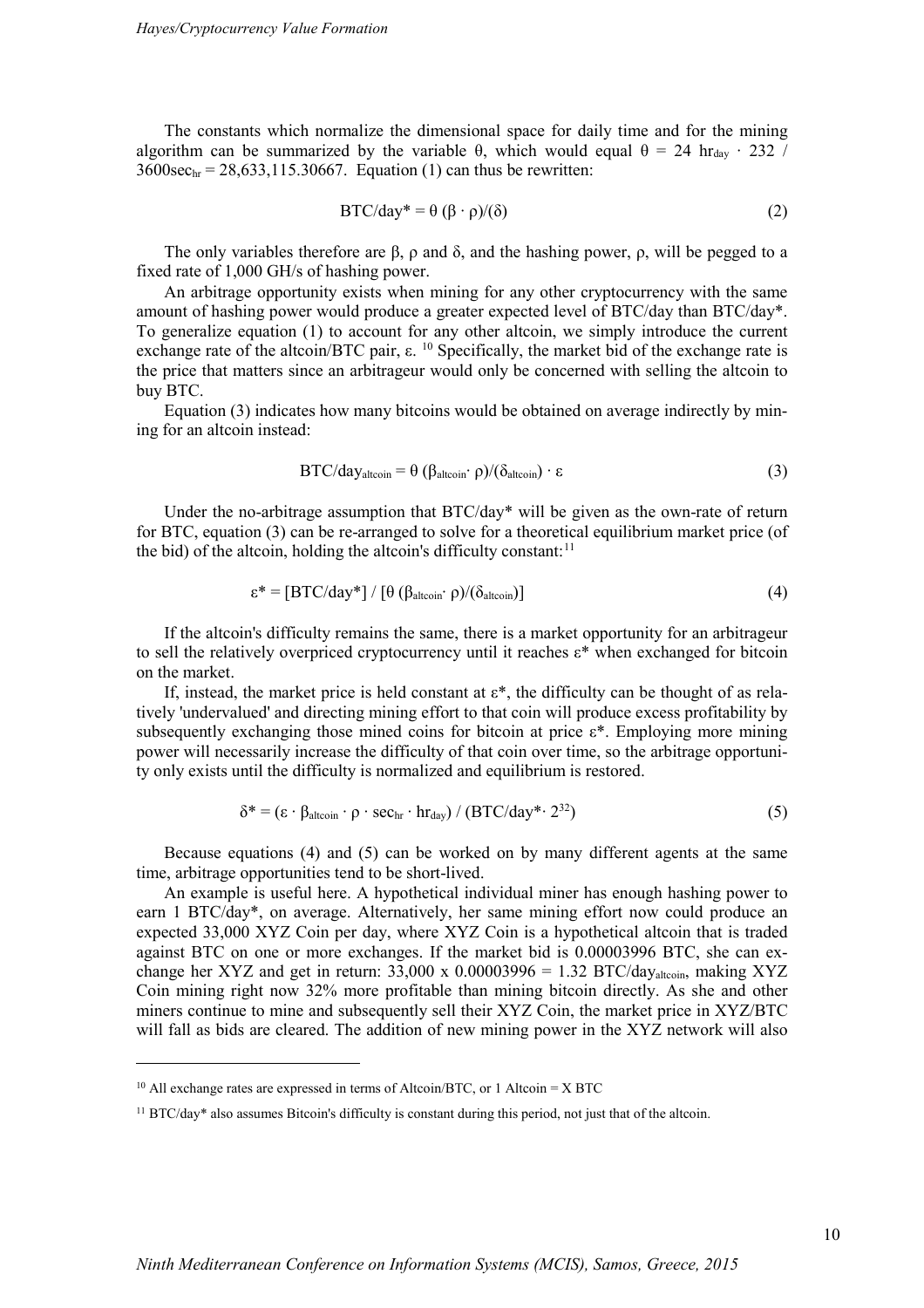The constants which normalize the dimensional space for daily time and for the mining algorithm can be summarized by the variable θ, which would equal $\theta = 24\ hr_{day} \cdot 232 / 3600sec_{hr} = 28{,}633{,}115.30667$. Equation (1) can thus be rewritten:

$$BTC/day^* = \theta\ (\beta \cdot \rho)/(\delta) \tag{2}$$

The only variables therefore are β, ρ and δ, and the hashing power, ρ, will be pegged to a fixed rate of 1,000 GH/s of hashing power.

An arbitrage opportunity exists when mining for any other cryptocurrency with the same amount of hashing power would produce a greater expected level of BTC/day than BTC/day*. To generalize equation (1) to account for any other altcoin, we simply introduce the current exchange rate of the altcoin/BTC pair, ε. [10] Specifically, the market bid of the exchange rate is the price that matters since an arbitrageur would only be concerned with selling the altcoin to buy BTC.

Equation (3) indicates how many bitcoins would be obtained on average indirectly by mining for an altcoin instead:

$$BTC/day_{altcoin} = \theta\ (\beta_{altcoin} \cdot \rho)/(\delta_{altcoin}) \cdot \varepsilon \tag{3}$$

Under the no-arbitrage assumption that BTC/day* will be given as the own-rate of return for BTC, equation (3) can be re-arranged to solve for a theoretical equilibrium market price (of the bid) of the altcoin, holding the altcoin's difficulty constant:[11]

$$\varepsilon^* = [BTC/day^*] / [\theta\ (\beta_{altcoin} \cdot \rho)/(\delta_{altcoin})] \tag{4}$$

If the altcoin's difficulty remains the same, there is a market opportunity for an arbitrageur to sell the relatively overpriced cryptocurrency until it reaches ε* when exchanged for bitcoin on the market.

If, instead, the market price is held constant at ε*, the difficulty can be thought of as relatively 'undervalued' and directing mining effort to that coin will produce excess profitability by subsequently exchanging those mined coins for bitcoin at price ε*. Employing more mining power will necessarily increase the difficulty of that coin over time, so the arbitrage opportunity only exists until the difficulty is normalized and equilibrium is restored.

$$\delta^* = (\varepsilon \cdot \beta_{altcoin} \cdot \rho \cdot sec_{hr} \cdot hr_{day}) / (BTC/day^* \cdot 2^{32}) \tag{5}$$

Because equations (4) and (5) can be worked on by many different agents at the same time, arbitrage opportunities tend to be short-lived.

An example is useful here. A hypothetical individual miner has enough hashing power to earn 1 BTC/day*, on average. Alternatively, her same mining effort now could produce an expected 33,000 XYZ Coin per day, where XYZ Coin is a hypothetical altcoin that is traded against BTC on one or more exchanges. If the market bid is 0.00003996 BTC, she can exchange her XYZ and get in return: 33,000 x 0.00003996 = 1.32 $BTC/day_{altcoin}$, making XYZ Coin mining right now 32% more profitable than mining bitcoin directly. As she and other miners continue to mine and subsequently sell their XYZ Coin, the market price in XYZ/BTC will fall as bids are cleared. The addition of new mining power in the XYZ network will also

---

[10] All exchange rates are expressed in terms of Altcoin/BTC, or 1 Altcoin = X BTC

[11] BTC/day* also assumes Bitcoin's difficulty is constant during this period, not just that of the altcoin.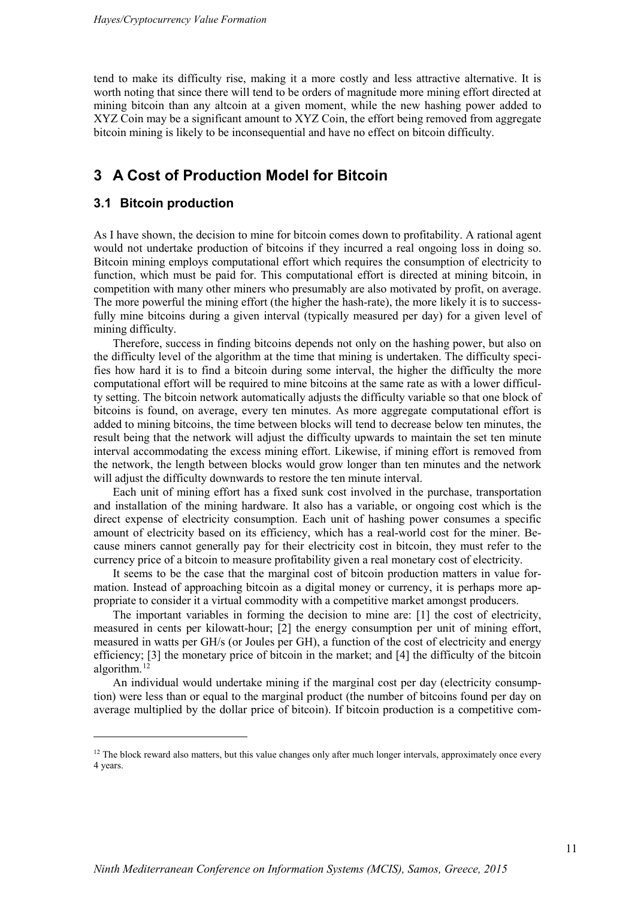tend to make its difficulty rise, making it a more costly and less attractive alternative. It is worth noting that since there will tend to be orders of magnitude more mining effort directed at mining bitcoin than any altcoin at a given moment, while the new hashing power added to XYZ Coin may be a significant amount to XYZ Coin, the effort being removed from aggregate bitcoin mining is likely to be inconsequential and have no effect on bitcoin difficulty.

## 3 A Cost of Production Model for Bitcoin

### 3.1 Bitcoin production

As I have shown, the decision to mine for bitcoin comes down to profitability. A rational agent would not undertake production of bitcoins if they incurred a real ongoing loss in doing so. Bitcoin mining employs computational effort which requires the consumption of electricity to function, which must be paid for. This computational effort is directed at mining bitcoin, in competition with many other miners who presumably are also motivated by profit, on average. The more powerful the mining effort (the higher the hash-rate), the more likely it is to successfully mine bitcoins during a given interval (typically measured per day) for a given level of mining difficulty.

Therefore, success in finding bitcoins depends not only on the hashing power, but also on the difficulty level of the algorithm at the time that mining is undertaken. The difficulty specifies how hard it is to find a bitcoin during some interval, the higher the difficulty the more computational effort will be required to mine bitcoins at the same rate as with a lower difficulty setting. The bitcoin network automatically adjusts the difficulty variable so that one block of bitcoins is found, on average, every ten minutes. As more aggregate computational effort is added to mining bitcoins, the time between blocks will tend to decrease below ten minutes, the result being that the network will adjust the difficulty upwards to maintain the set ten minute interval accommodating the excess mining effort. Likewise, if mining effort is removed from the network, the length between blocks would grow longer than ten minutes and the network will adjust the difficulty downwards to restore the ten minute interval.

Each unit of mining effort has a fixed sunk cost involved in the purchase, transportation and installation of the mining hardware. It also has a variable, or ongoing cost which is the direct expense of electricity consumption. Each unit of hashing power consumes a specific amount of electricity based on its efficiency, which has a real-world cost for the miner. Because miners cannot generally pay for their electricity cost in bitcoin, they must refer to the currency price of a bitcoin to measure profitability given a real monetary cost of electricity.

It seems to be the case that the marginal cost of bitcoin production matters in value formation. Instead of approaching bitcoin as a digital money or currency, it is perhaps more appropriate to consider it a virtual commodity with a competitive market amongst producers.

The important variables in forming the decision to mine are: [1] the cost of electricity, measured in cents per kilowatt-hour; [2] the energy consumption per unit of mining effort, measured in watts per GH/s (or Joules per GH), a function of the cost of electricity and energy efficiency; [3] the monetary price of bitcoin in the market; and [4] the difficulty of the bitcoin algorithm.[12]

An individual would undertake mining if the marginal cost per day (electricity consumption) were less than or equal to the marginal product (the number of bitcoins found per day on average multiplied by the dollar price of bitcoin). If bitcoin production is a competitive com-

[12] The block reward also matters, but this value changes only after much longer intervals, approximately once every 4 years.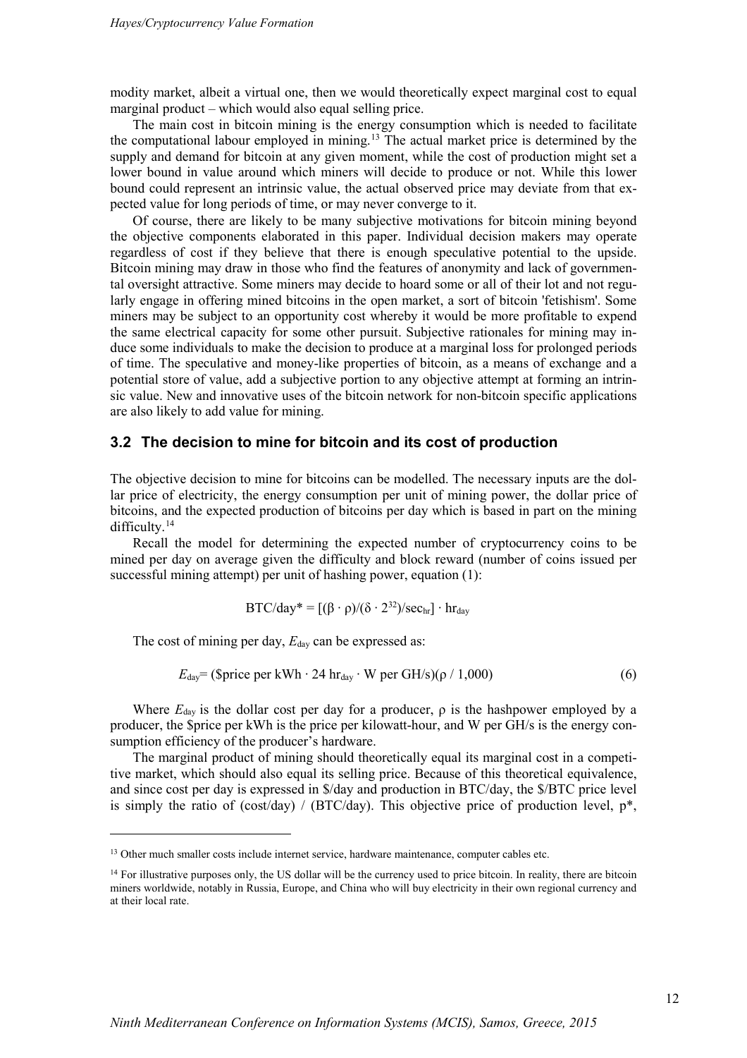modity market, albeit a virtual one, then we would theoretically expect marginal cost to equal marginal product – which would also equal selling price.

The main cost in bitcoin mining is the energy consumption which is needed to facilitate the computational labour employed in mining.[13] The actual market price is determined by the supply and demand for bitcoin at any given moment, while the cost of production might set a lower bound in value around which miners will decide to produce or not. While this lower bound could represent an intrinsic value, the actual observed price may deviate from that expected value for long periods of time, or may never converge to it.

Of course, there are likely to be many subjective motivations for bitcoin mining beyond the objective components elaborated in this paper. Individual decision makers may operate regardless of cost if they believe that there is enough speculative potential to the upside. Bitcoin mining may draw in those who find the features of anonymity and lack of governmental oversight attractive. Some miners may decide to hoard some or all of their lot and not regularly engage in offering mined bitcoins in the open market, a sort of bitcoin 'fetishism'. Some miners may be subject to an opportunity cost whereby it would be more profitable to expend the same electrical capacity for some other pursuit. Subjective rationales for mining may induce some individuals to make the decision to produce at a marginal loss for prolonged periods of time. The speculative and money-like properties of bitcoin, as a means of exchange and a potential store of value, add a subjective portion to any objective attempt at forming an intrinsic value. New and innovative uses of the bitcoin network for non-bitcoin specific applications are also likely to add value for mining.

## 3.2 The decision to mine for bitcoin and its cost of production

The objective decision to mine for bitcoins can be modelled. The necessary inputs are the dollar price of electricity, the energy consumption per unit of mining power, the dollar price of bitcoins, and the expected production of bitcoins per day which is based in part on the mining difficulty.[14]

Recall the model for determining the expected number of cryptocurrency coins to be mined per day on average given the difficulty and block reward (number of coins issued per successful mining attempt) per unit of hashing power, equation (1):

$$\text{BTC/day}^* = [(\beta \cdot \rho)/(\delta \cdot 2^{32})/\text{sec}_{hr}] \cdot \text{hr}_{day}$$

The cost of mining per day, $E_{day}$ can be expressed as:

$$E_{day} = (\$\text{price per kWh} \cdot 24\ \text{hr}_{day} \cdot \text{W per GH/s})(\rho / 1{,}000) \tag{6}$$

Where $E_{day}$ is the dollar cost per day for a producer, $\rho$ is the hashpower employed by a producer, the \$price per kWh is the price per kilowatt-hour, and W per GH/s is the energy consumption efficiency of the producer's hardware.

The marginal product of mining should theoretically equal its marginal cost in a competitive market, which should also equal its selling price. Because of this theoretical equivalence, and since cost per day is expressed in \$/day and production in BTC/day, the \$/BTC price level is simply the ratio of (cost/day) / (BTC/day). This objective price of production level, p\*,

---

[13] Other much smaller costs include internet service, hardware maintenance, computer cables etc.

[14] For illustrative purposes only, the US dollar will be the currency used to price bitcoin. In reality, there are bitcoin miners worldwide, notably in Russia, Europe, and China who will buy electricity in their own regional currency and at their local rate.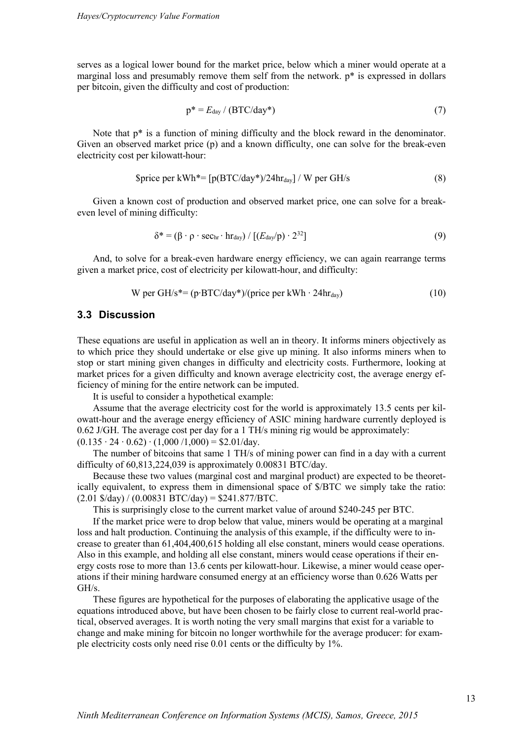serves as a logical lower bound for the market price, below which a miner would operate at a marginal loss and presumably remove them self from the network. p* is expressed in dollars per bitcoin, given the difficulty and cost of production:

$$p^* = E_{day} / (\text{BTC/day}^*) \tag{7}$$

Note that p* is a function of mining difficulty and the block reward in the denominator. Given an observed market price (p) and a known difficulty, one can solve for the break-even electricity cost per kilowatt-hour:

$$\$\text{price per kWh}^* = [p(\text{BTC/day}^*)/24\text{hr}_{day}] \,/\, \text{W per GH/s} \tag{8}$$

Given a known cost of production and observed market price, one can solve for a break-even level of mining difficulty:

$$\delta^* = (\beta \cdot \rho \cdot \text{sec}_{hr} \cdot \text{hr}_{day}) \,/\, [(E_{day}/p) \cdot 2^{32}] \tag{9}$$

And, to solve for a break-even hardware energy efficiency, we can again rearrange terms given a market price, cost of electricity per kilowatt-hour, and difficulty:

$$\text{W per GH/s}^* = (p \cdot \text{BTC/day}^*)/(\text{price per kWh} \cdot 24\text{hr}_{day}) \tag{10}$$

## 3.3 Discussion

These equations are useful in application as well an in theory. It informs miners objectively as to which price they should undertake or else give up mining. It also informs miners when to stop or start mining given changes in difficulty and electricity costs. Furthermore, looking at market prices for a given difficulty and known average electricity cost, the average energy efficiency of mining for the entire network can be imputed.

It is useful to consider a hypothetical example:

Assume that the average electricity cost for the world is approximately 13.5 cents per kilowatt-hour and the average energy efficiency of ASIC mining hardware currently deployed is 0.62 J/GH. The average cost per day for a 1 TH/s mining rig would be approximately: $(0.135 \cdot 24 \cdot 0.62) \cdot (1{,}000 / 1{,}000) = \$2.01/\text{day}$.

The number of bitcoins that same 1 TH/s of mining power can find in a day with a current difficulty of 60,813,224,039 is approximately 0.00831 BTC/day.

Because these two values (marginal cost and marginal product) are expected to be theoretically equivalent, to express them in dimensional space of \$/BTC we simply take the ratio: $(2.01\ \$/\text{day}) / (0.00831\ \text{BTC/day}) = \$241.877/\text{BTC}$.

This is surprisingly close to the current market value of around \$240-245 per BTC.

If the market price were to drop below that value, miners would be operating at a marginal loss and halt production. Continuing the analysis of this example, if the difficulty were to increase to greater than 61,404,400,615 holding all else constant, miners would cease operations. Also in this example, and holding all else constant, miners would cease operations if their energy costs rose to more than 13.6 cents per kilowatt-hour. Likewise, a miner would cease operations if their mining hardware consumed energy at an efficiency worse than 0.626 Watts per GH/s.

These figures are hypothetical for the purposes of elaborating the applicative usage of the equations introduced above, but have been chosen to be fairly close to current real-world practical, observed averages. It is worth noting the very small margins that exist for a variable to change and make mining for bitcoin no longer worthwhile for the average producer: for example electricity costs only need rise 0.01 cents or the difficulty by 1%.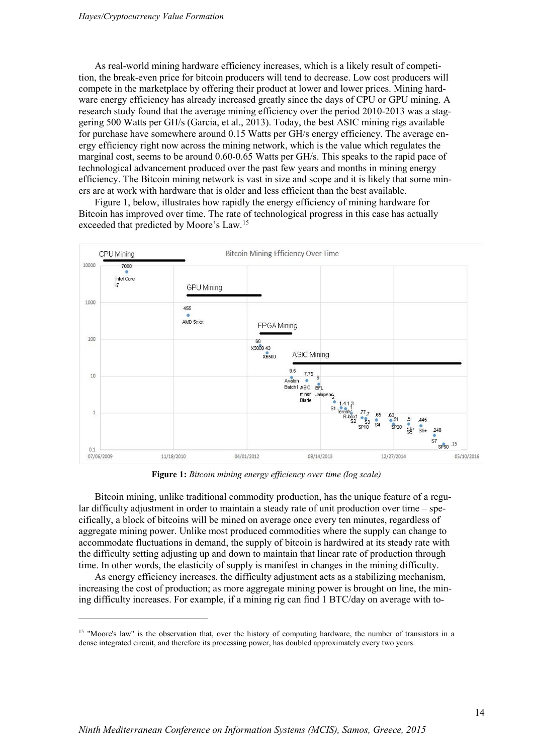As real-world mining hardware efficiency increases, which is a likely result of competition, the break-even price for bitcoin producers will tend to decrease. Low cost producers will compete in the marketplace by offering their product at lower and lower prices. Mining hardware energy efficiency has already increased greatly since the days of CPU or GPU mining. A research study found that the average mining efficiency over the period 2010-2013 was a staggering 500 Watts per GH/s (Garcia, et al., 2013). Today, the best ASIC mining rigs available for purchase have somewhere around 0.15 Watts per GH/s energy efficiency. The average energy efficiency right now across the mining network, which is the value which regulates the marginal cost, seems to be around 0.60-0.65 Watts per GH/s. This speaks to the rapid pace of technological advancement produced over the past few years and months in mining energy efficiency. The Bitcoin mining network is vast in size and scope and it is likely that some miners are at work with hardware that is older and less efficient than the best available.

Figure 1, below, illustrates how rapidly the energy efficiency of mining hardware for Bitcoin has improved over time. The rate of technological progress in this case has actually exceeded that predicted by Moore's Law.[15]

**Figure 1:** *Bitcoin mining energy efficiency over time (log scale)*

Bitcoin mining, unlike traditional commodity production, has the unique feature of a regular difficulty adjustment in order to maintain a steady rate of unit production over time – specifically, a block of bitcoins will be mined on average once every ten minutes, regardless of aggregate mining power. Unlike most produced commodities where the supply can change to accommodate fluctuations in demand, the supply of bitcoin is hardwired at its steady rate with the difficulty setting adjusting up and down to maintain that linear rate of production through time. In other words, the elasticity of supply is manifest in changes in the mining difficulty.

As energy efficiency increases. the difficulty adjustment acts as a stabilizing mechanism, increasing the cost of production; as more aggregate mining power is brought on line, the mining difficulty increases. For example, if a mining rig can find 1 BTC/day on average with to-

[15] "Moore's law" is the observation that, over the history of computing hardware, the number of transistors in a dense integrated circuit, and therefore its processing power, has doubled approximately every two years.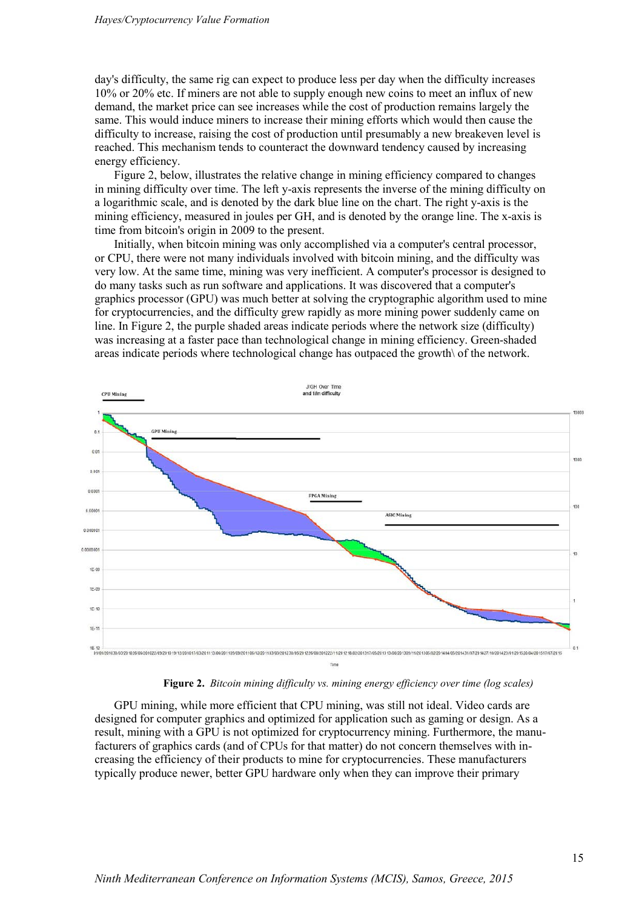day's difficulty, the same rig can expect to produce less per day when the difficulty increases 10% or 20% etc. If miners are not able to supply enough new coins to meet an influx of new demand, the market price can see increases while the cost of production remains largely the same. This would induce miners to increase their mining efforts which would then cause the difficulty to increase, raising the cost of production until presumably a new breakeven level is reached. This mechanism tends to counteract the downward tendency caused by increasing energy efficiency.

Figure 2, below, illustrates the relative change in mining efficiency compared to changes in mining difficulty over time. The left y-axis represents the inverse of the mining difficulty on a logarithmic scale, and is denoted by the dark blue line on the chart. The right y-axis is the mining efficiency, measured in joules per GH, and is denoted by the orange line. The x-axis is time from bitcoin's origin in 2009 to the present.

Initially, when bitcoin mining was only accomplished via a computer's central processor, or CPU, there were not many individuals involved with bitcoin mining, and the difficulty was very low. At the same time, mining was very inefficient. A computer's processor is designed to do many tasks such as run software and applications. It was discovered that a computer's graphics processor (GPU) was much better at solving the cryptographic algorithm used to mine for cryptocurrencies, and the difficulty grew rapidly as more mining power suddenly came on line. In Figure 2, the purple shaded areas indicate periods where the network size (difficulty) was increasing at a faster pace than technological change in mining efficiency. Green-shaded areas indicate periods where technological change has outpaced the growth\ of the network.

**Figure 2.** *Bitcoin mining difficulty vs. mining energy efficiency over time (log scales)*

GPU mining, while more efficient that CPU mining, was still not ideal. Video cards are designed for computer graphics and optimized for application such as gaming or design. As a result, mining with a GPU is not optimized for cryptocurrency mining. Furthermore, the manufacturers of graphics cards (and of CPUs for that matter) do not concern themselves with increasing the efficiency of their products to mine for cryptocurrencies. These manufacturers typically produce newer, better GPU hardware only when they can improve their primary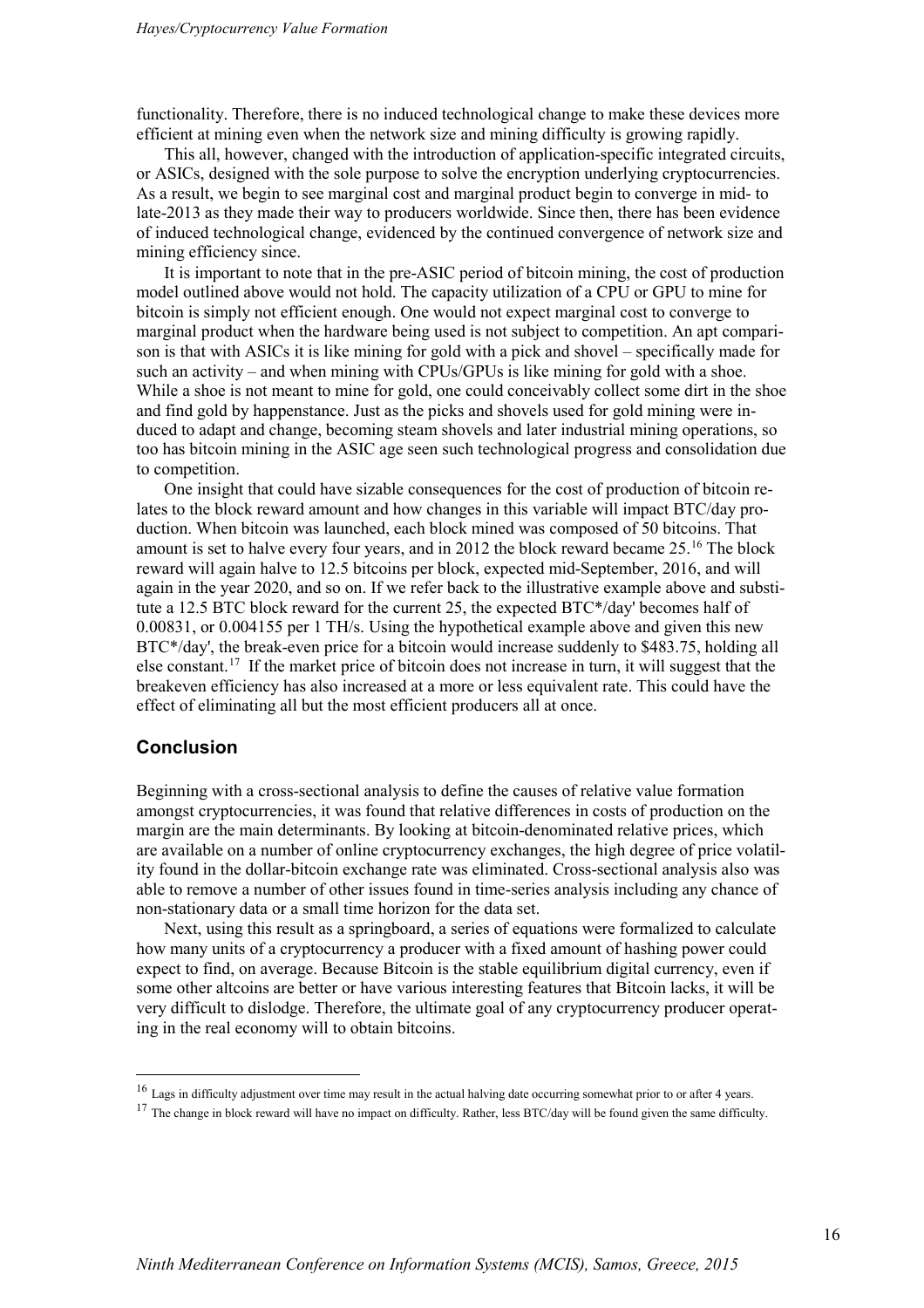functionality. Therefore, there is no induced technological change to make these devices more efficient at mining even when the network size and mining difficulty is growing rapidly.

This all, however, changed with the introduction of application-specific integrated circuits, or ASICs, designed with the sole purpose to solve the encryption underlying cryptocurrencies. As a result, we begin to see marginal cost and marginal product begin to converge in mid- to late-2013 as they made their way to producers worldwide. Since then, there has been evidence of induced technological change, evidenced by the continued convergence of network size and mining efficiency since.

It is important to note that in the pre-ASIC period of bitcoin mining, the cost of production model outlined above would not hold. The capacity utilization of a CPU or GPU to mine for bitcoin is simply not efficient enough. One would not expect marginal cost to converge to marginal product when the hardware being used is not subject to competition. An apt comparison is that with ASICs it is like mining for gold with a pick and shovel – specifically made for such an activity – and when mining with CPUs/GPUs is like mining for gold with a shoe. While a shoe is not meant to mine for gold, one could conceivably collect some dirt in the shoe and find gold by happenstance. Just as the picks and shovels used for gold mining were induced to adapt and change, becoming steam shovels and later industrial mining operations, so too has bitcoin mining in the ASIC age seen such technological progress and consolidation due to competition.

One insight that could have sizable consequences for the cost of production of bitcoin relates to the block reward amount and how changes in this variable will impact BTC/day production. When bitcoin was launched, each block mined was composed of 50 bitcoins. That amount is set to halve every four years, and in 2012 the block reward became 25.[16] The block reward will again halve to 12.5 bitcoins per block, expected mid-September, 2016, and will again in the year 2020, and so on. If we refer back to the illustrative example above and substitute a 12.5 BTC block reward for the current 25, the expected BTC*/day' becomes half of 0.00831, or 0.004155 per 1 TH/s. Using the hypothetical example above and given this new BTC*/day', the break-even price for a bitcoin would increase suddenly to $483.75, holding all else constant.[17] If the market price of bitcoin does not increase in turn, it will suggest that the breakeven efficiency has also increased at a more or less equivalent rate. This could have the effect of eliminating all but the most efficient producers all at once.

## Conclusion

Beginning with a cross-sectional analysis to define the causes of relative value formation amongst cryptocurrencies, it was found that relative differences in costs of production on the margin are the main determinants. By looking at bitcoin-denominated relative prices, which are available on a number of online cryptocurrency exchanges, the high degree of price volatility found in the dollar-bitcoin exchange rate was eliminated. Cross-sectional analysis also was able to remove a number of other issues found in time-series analysis including any chance of non-stationary data or a small time horizon for the data set.

Next, using this result as a springboard, a series of equations were formalized to calculate how many units of a cryptocurrency a producer with a fixed amount of hashing power could expect to find, on average. Because Bitcoin is the stable equilibrium digital currency, even if some other altcoins are better or have various interesting features that Bitcoin lacks, it will be very difficult to dislodge. Therefore, the ultimate goal of any cryptocurrency producer operating in the real economy will to obtain bitcoins.

---

[16] Lags in difficulty adjustment over time may result in the actual halving date occurring somewhat prior to or after 4 years.

[17] The change in block reward will have no impact on difficulty. Rather, less BTC/day will be found given the same difficulty.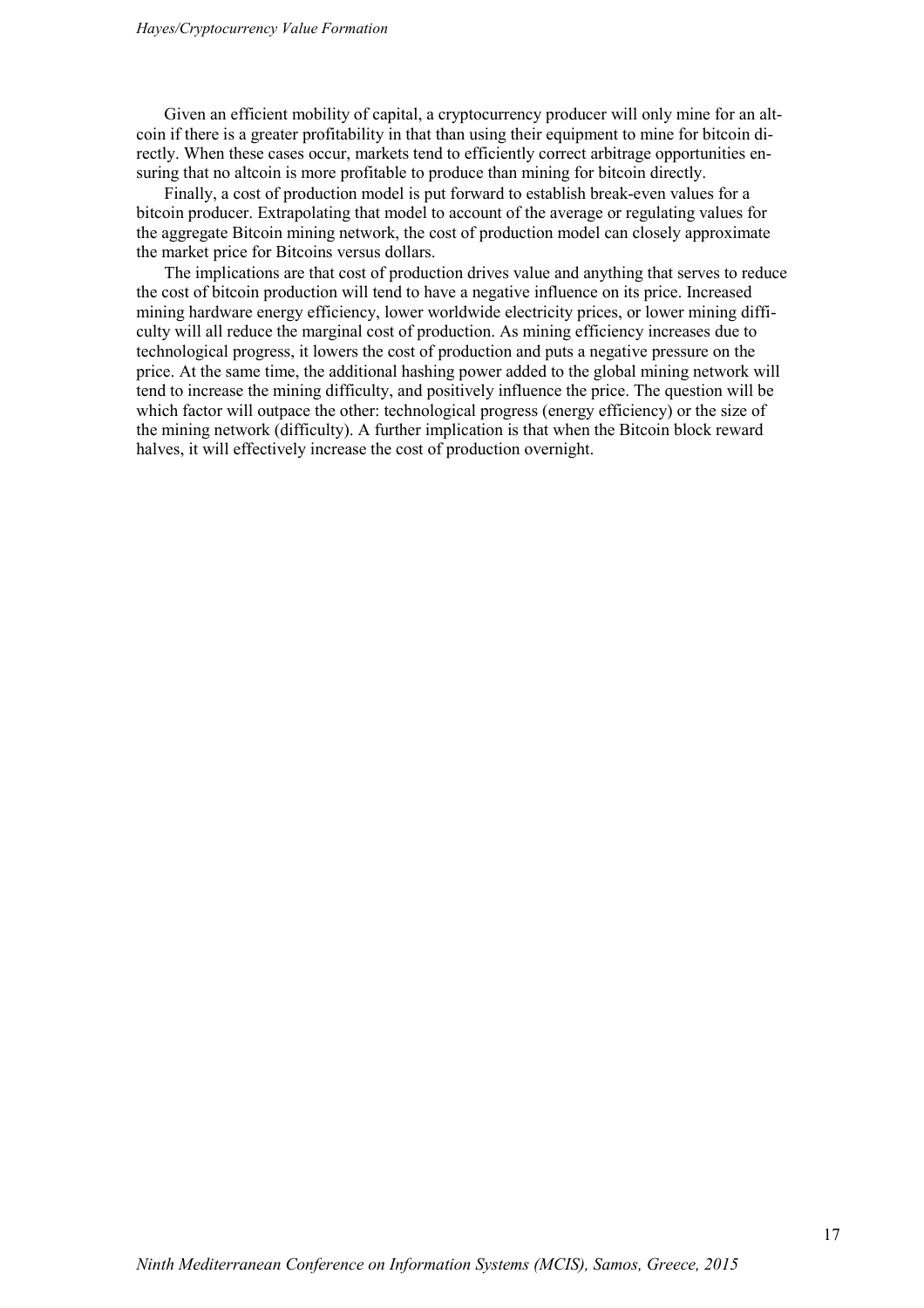Given an efficient mobility of capital, a cryptocurrency producer will only mine for an altcoin if there is a greater profitability in that than using their equipment to mine for bitcoin directly. When these cases occur, markets tend to efficiently correct arbitrage opportunities ensuring that no altcoin is more profitable to produce than mining for bitcoin directly.

Finally, a cost of production model is put forward to establish break-even values for a bitcoin producer. Extrapolating that model to account of the average or regulating values for the aggregate Bitcoin mining network, the cost of production model can closely approximate the market price for Bitcoins versus dollars.

The implications are that cost of production drives value and anything that serves to reduce the cost of bitcoin production will tend to have a negative influence on its price. Increased mining hardware energy efficiency, lower worldwide electricity prices, or lower mining difficulty will all reduce the marginal cost of production. As mining efficiency increases due to technological progress, it lowers the cost of production and puts a negative pressure on the price. At the same time, the additional hashing power added to the global mining network will tend to increase the mining difficulty, and positively influence the price. The question will be which factor will outpace the other: technological progress (energy efficiency) or the size of the mining network (difficulty). A further implication is that when the Bitcoin block reward halves, it will effectively increase the cost of production overnight.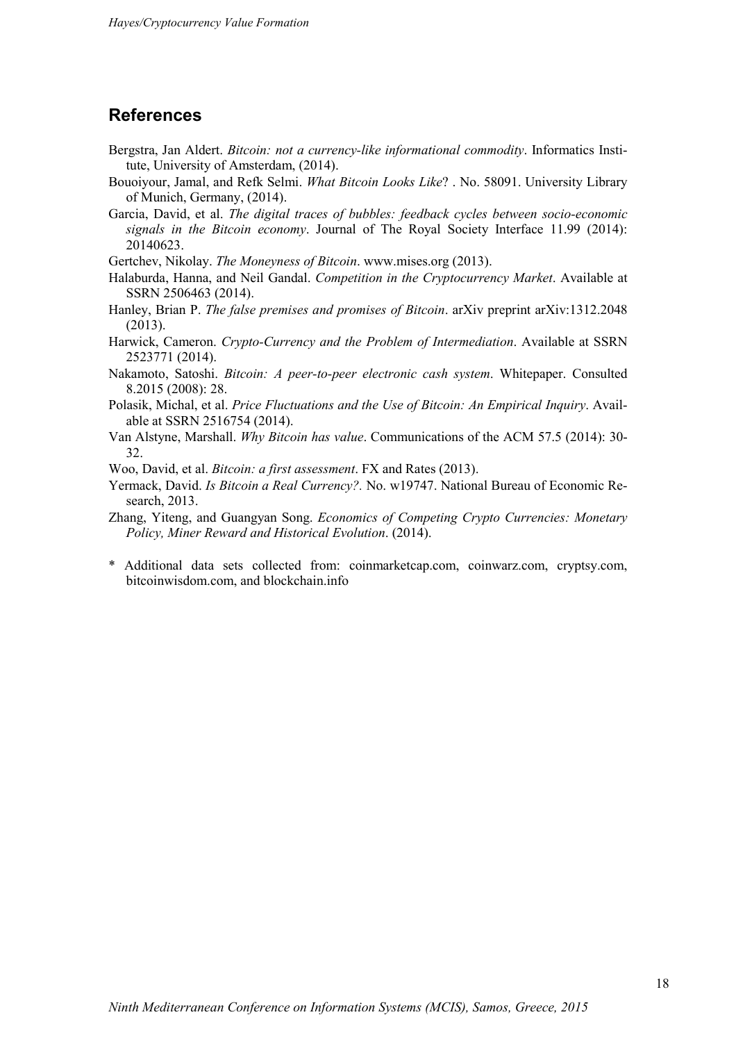## References

Bergstra, Jan Aldert. *Bitcoin: not a currency-like informational commodity*. Informatics Institute, University of Amsterdam, (2014).

Bouoiyour, Jamal, and Refk Selmi. *What Bitcoin Looks Like*? . No. 58091. University Library of Munich, Germany, (2014).

Garcia, David, et al. *The digital traces of bubbles: feedback cycles between socio-economic signals in the Bitcoin economy*. Journal of The Royal Society Interface 11.99 (2014): 20140623.

Gertchev, Nikolay. *The Moneyness of Bitcoin*. www.mises.org (2013).

Halaburda, Hanna, and Neil Gandal. *Competition in the Cryptocurrency Market*. Available at SSRN 2506463 (2014).

Hanley, Brian P. *The false premises and promises of Bitcoin*. arXiv preprint arXiv:1312.2048 (2013).

Harwick, Cameron. *Crypto-Currency and the Problem of Intermediation*. Available at SSRN 2523771 (2014).

Nakamoto, Satoshi. *Bitcoin: A peer-to-peer electronic cash system*. Whitepaper. Consulted 8.2015 (2008): 28.

Polasik, Michal, et al. *Price Fluctuations and the Use of Bitcoin: An Empirical Inquiry*. Available at SSRN 2516754 (2014).

Van Alstyne, Marshall. *Why Bitcoin has value*. Communications of the ACM 57.5 (2014): 30-32.

Woo, David, et al. *Bitcoin: a first assessment*. FX and Rates (2013).

Yermack, David. *Is Bitcoin a Real Currency?.* No. w19747. National Bureau of Economic Research, 2013.

Zhang, Yiteng, and Guangyan Song. *Economics of Competing Crypto Currencies: Monetary Policy, Miner Reward and Historical Evolution*. (2014).

\* Additional data sets collected from: coinmarketcap.com, coinwarz.com, cryptsy.com, bitcoinwisdom.com, and blockchain.info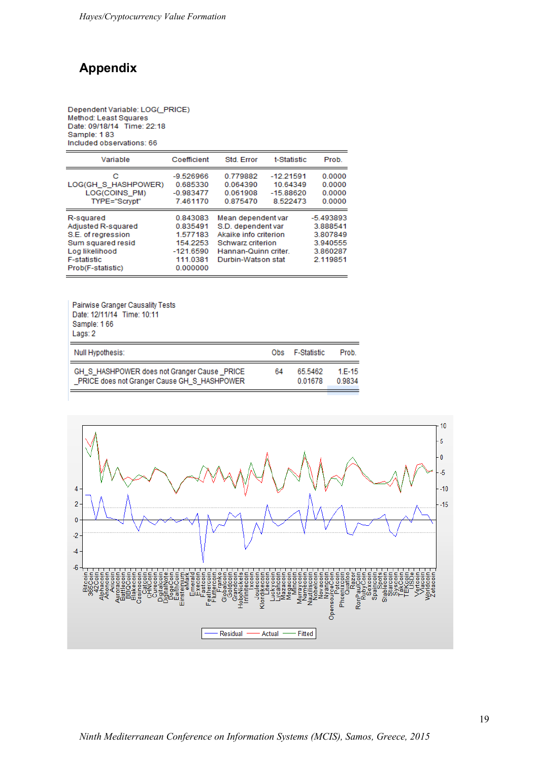# Appendix

Dependent Variable: LOG(_PRICE)
Method: Least Squares
Date: 09/18/14 Time: 22:18
Sample: 1 83
Included observations: 66

| Variable | Coefficient | Std. Error | t-Statistic | Prob. |
|---|---|---|---|---|
| C | -9.526966 | 0.779882 | -12.21591 | 0.0000 |
| LOG(GH_S_HASHPOWER) | 0.685330 | 0.064390 | 10.64349 | 0.0000 |
| LOG(COINS_PM) | -0.983477 | 0.061908 | -15.88620 | 0.0000 |
| TYPE="Scrypt" | 7.461170 | 0.875470 | 8.522473 | 0.0000 |

| | | | |
|---|---|---|---|
| R-squared | 0.843083 | Mean dependent var | -5.493893 |
| Adjusted R-squared | 0.835491 | S.D. dependent var | 3.888541 |
| S.E. of regression | 1.577183 | Akaike info criterion | 3.807849 |
| Sum squared resid | 154.2253 | Schwarz criterion | 3.940555 |
| Log likelihood | -121.6590 | Hannan-Quinn criter. | 3.860287 |
| F-statistic | 111.0381 | Durbin-Watson stat | 2.119851 |
| Prob(F-statistic) | 0.000000 | | |

Pairwise Granger Causality Tests
Date: 12/11/14 Time: 10:11
Sample: 1 66
Lags: 2

| Null Hypothesis: | Obs | F-Statistic | Prob. |
|---|---|---|---|
| GH_S_HASHPOWER does not Granger Cause _PRICE | 64 | 65.5462 | 1.E-15 |
| _PRICE does not Granger Cause GH_S_HASHPOWER | | 0.01678 | 0.9834 |

10
5
0
-5
-10
-15
4
2
0
-2
-4
-6

Bitcoin, 365Coin, 42Coin, Alphacoin, Anoncoin, Aricoin, Auroracoin, Battlecoin, BBQCoin, Blakecoin, Bitcoin, Casinocoin, Catcoin, CHNCoin, Curecoin, Digitalcoin, DigitalNote, DogeCoin, EarthCoin, Einsteinium, eMark, Emerald, Execoin, Fastcoin, Feathercoin, Fluttercoin, Franko, Globalcoin, Goldcoin, Grandcoin, Hobonickels, Infinitecoin, Ixcoin, Joulecoin, Klondikecoin, Litecoin, Luckycoin, Lycancoin, Mazacoin, Megacoin, Mincoin, Murraycoin, Namecoin, Nautiluscoin, Nobelcoin, Novacoin, Nyancoin, OpensourceCoin, Potcoin, Phoenixcoin, Quatloo, Razor, RonPaulCoin, RubyCoin, Sexcoin, Spaincoin, Spots, Stablecoin, Starcoin, Syscoin, TakCoin, TEKcoin, USDe, Vertcoin, Viacoin, Worldcoin, Zetacoin

Residual — Actual — Fitted